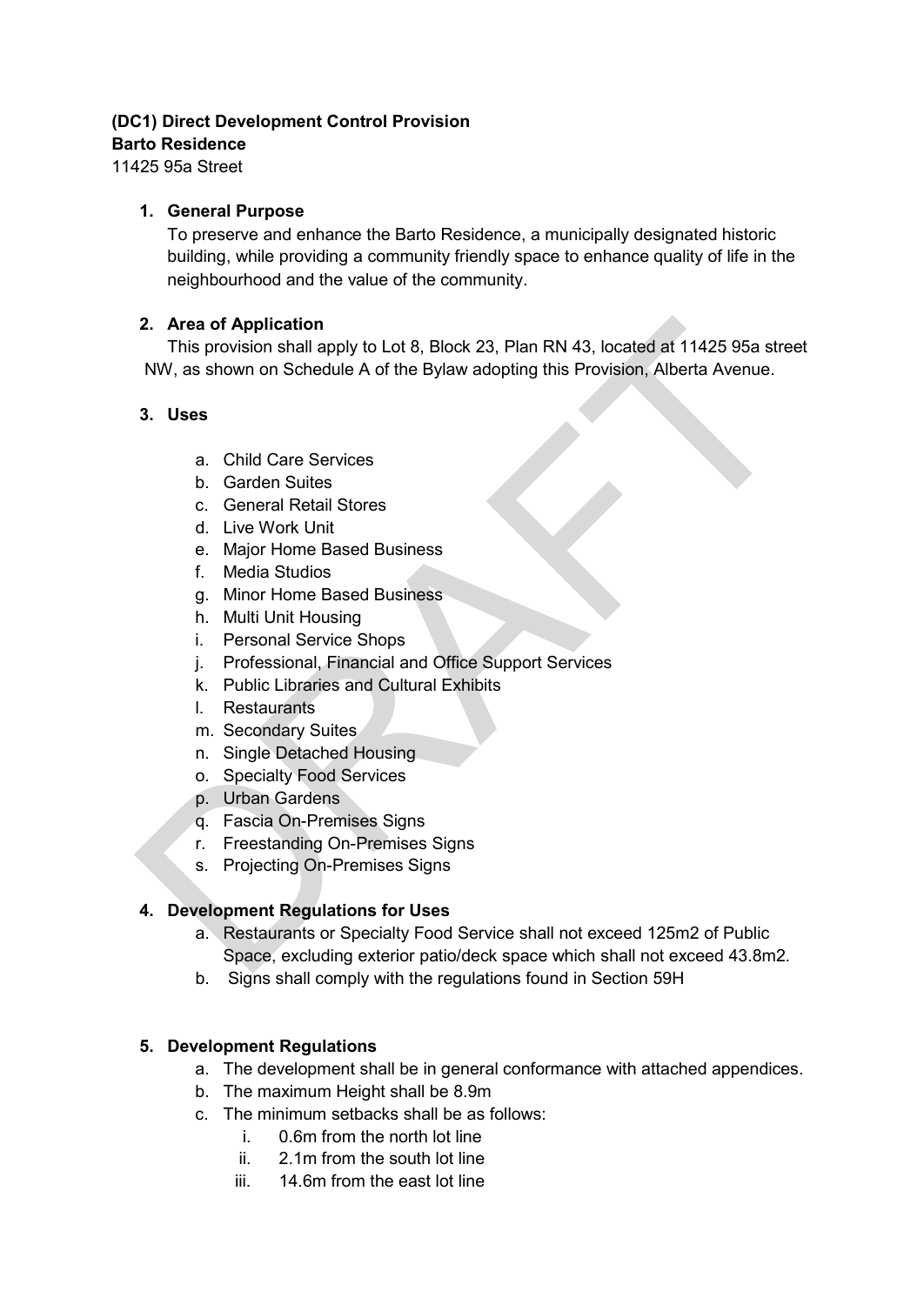**(DC1) Direct Development Control Provision**
**Barto Residence**
11425 95a Street

1. **General Purpose**
   To preserve and enhance the Barto Residence, a municipally designated historic building, while providing a community friendly space to enhance quality of life in the neighbourhood and the value of the community.

2. **Area of Application**
   This provision shall apply to Lot 8, Block 23, Plan RN 43, located at 11425 95a street NW, as shown on Schedule A of the Bylaw adopting this Provision, Alberta Avenue.

3. **Uses**

   a. Child Care Services
   b. Garden Suites
   c. General Retail Stores
   d. Live Work Unit
   e. Major Home Based Business
   f. Media Studios
   g. Minor Home Based Business
   h. Multi Unit Housing
   i. Personal Service Shops
   j. Professional, Financial and Office Support Services
   k. Public Libraries and Cultural Exhibits
   l. Restaurants
   m. Secondary Suites
   n. Single Detached Housing
   o. Specialty Food Services
   p. Urban Gardens
   q. Fascia On-Premises Signs
   r. Freestanding On-Premises Signs
   s. Projecting On-Premises Signs

4. **Development Regulations for Uses**
   a. Restaurants or Specialty Food Service shall not exceed 125m2 of Public Space, excluding exterior patio/deck space which shall not exceed 43.8m2.
   b. Signs shall comply with the regulations found in Section 59H

5. **Development Regulations**
   a. The development shall be in general conformance with attached appendices.
   b. The maximum Height shall be 8.9m
   c. The minimum setbacks shall be as follows:
      i. 0.6m from the north lot line
      ii. 2.1m from the south lot line
      iii. 14.6m from the east lot line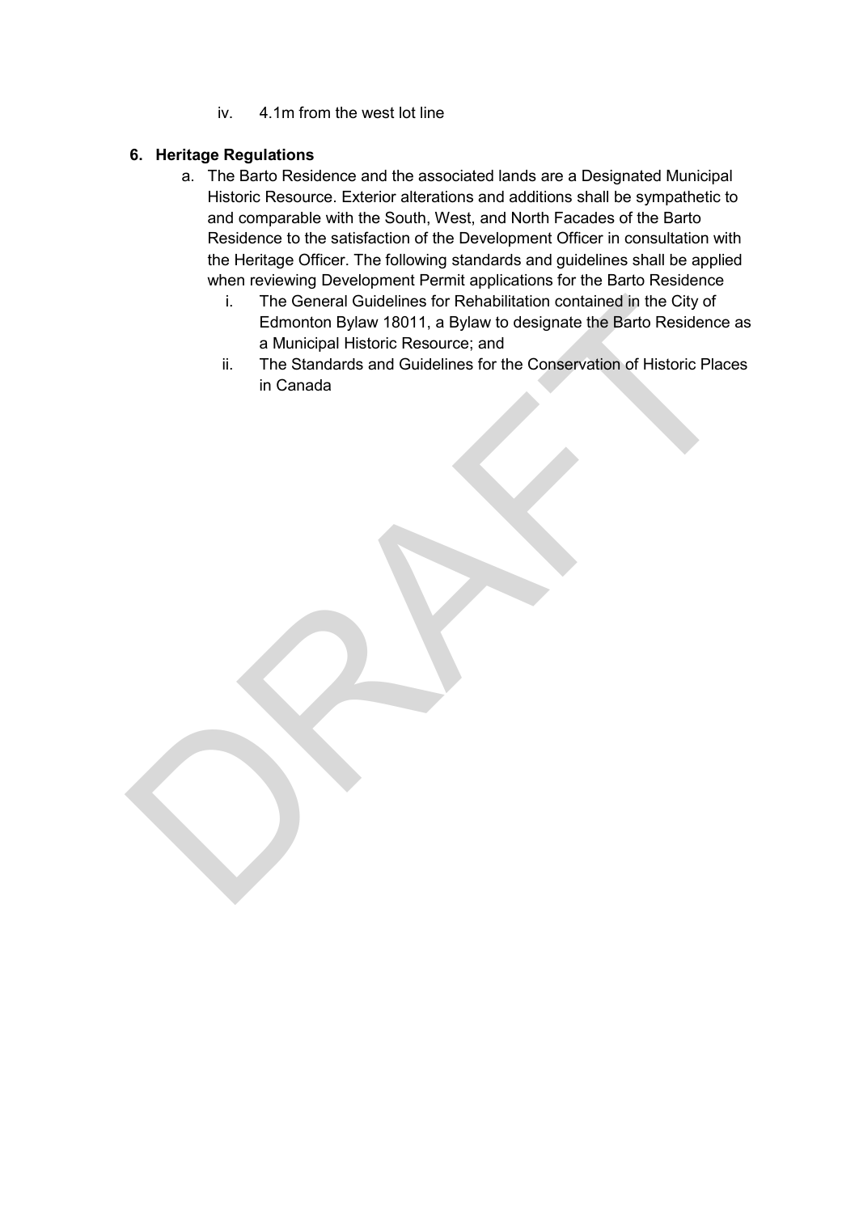iv. 4.1m from the west lot line

6. **Heritage Regulations**

   a. The Barto Residence and the associated lands are a Designated Municipal Historic Resource. Exterior alterations and additions shall be sympathetic to and comparable with the South, West, and North Facades of the Barto Residence to the satisfaction of the Development Officer in consultation with the Heritage Officer. The following standards and guidelines shall be applied when reviewing Development Permit applications for the Barto Residence

      i. The General Guidelines for Rehabilitation contained in the City of Edmonton Bylaw 18011, a Bylaw to designate the Barto Residence as a Municipal Historic Resource; and

      ii. The Standards and Guidelines for the Conservation of Historic Places in Canada